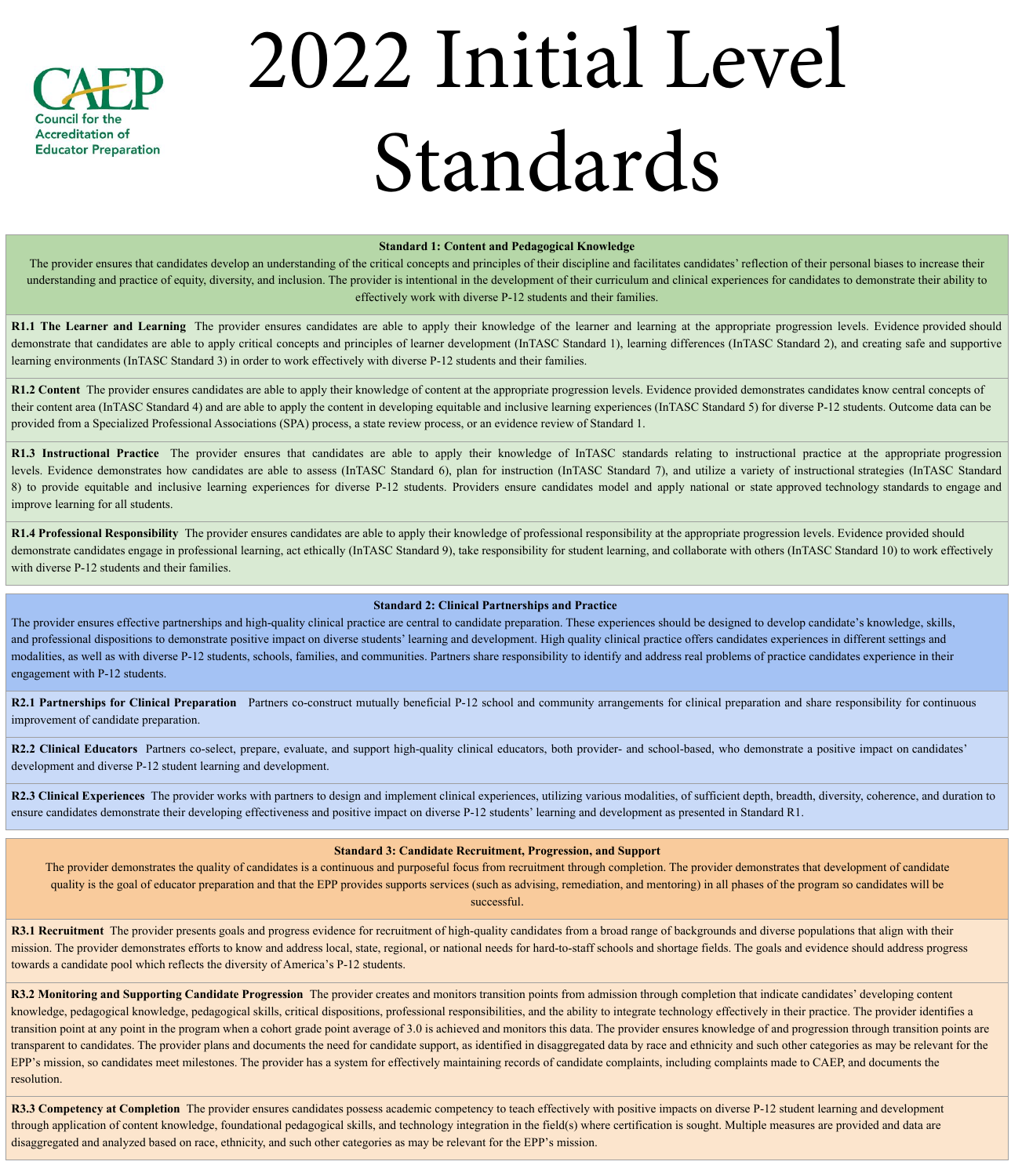CAEP
Council for the Accreditation of Educator Preparation

# 2022 Initial Level Standards

## Standard 1: Content and Pedagogical Knowledge

The provider ensures that candidates develop an understanding of the critical concepts and principles of their discipline and facilitates candidates' reflection of their personal biases to increase their understanding and practice of equity, diversity, and inclusion. The provider is intentional in the development of their curriculum and clinical experiences for candidates to demonstrate their ability to effectively work with diverse P-12 students and their families.

**R1.1 The Learner and Learning** The provider ensures candidates are able to apply their knowledge of the learner and learning at the appropriate progression levels. Evidence provided should demonstrate that candidates are able to apply critical concepts and principles of learner development (InTASC Standard 1), learning differences (InTASC Standard 2), and creating safe and supportive learning environments (InTASC Standard 3) in order to work effectively with diverse P-12 students and their families.

**R1.2 Content** The provider ensures candidates are able to apply their knowledge of content at the appropriate progression levels. Evidence provided demonstrates candidates know central concepts of their content area (InTASC Standard 4) and are able to apply the content in developing equitable and inclusive learning experiences (InTASC Standard 5) for diverse P-12 students. Outcome data can be provided from a Specialized Professional Associations (SPA) process, a state review process, or an evidence review of Standard 1.

**R1.3 Instructional Practice** The provider ensures that candidates are able to apply their knowledge of InTASC standards relating to instructional practice at the appropriate progression levels. Evidence demonstrates how candidates are able to assess (InTASC Standard 6), plan for instruction (InTASC Standard 7), and utilize a variety of instructional strategies (InTASC Standard 8) to provide equitable and inclusive learning experiences for diverse P-12 students. Providers ensure candidates model and apply national or state approved technology standards to engage and improve learning for all students.

**R1.4 Professional Responsibility** The provider ensures candidates are able to apply their knowledge of professional responsibility at the appropriate progression levels. Evidence provided should demonstrate candidates engage in professional learning, act ethically (InTASC Standard 9), take responsibility for student learning, and collaborate with others (InTASC Standard 10) to work effectively with diverse P-12 students and their families.

## Standard 2: Clinical Partnerships and Practice

The provider ensures effective partnerships and high-quality clinical practice are central to candidate preparation. These experiences should be designed to develop candidate's knowledge, skills, and professional dispositions to demonstrate positive impact on diverse students' learning and development. High quality clinical practice offers candidates experiences in different settings and modalities, as well as with diverse P-12 students, schools, families, and communities. Partners share responsibility to identify and address real problems of practice candidates experience in their engagement with P-12 students.

**R2.1 Partnerships for Clinical Preparation** Partners co-construct mutually beneficial P-12 school and community arrangements for clinical preparation and share responsibility for continuous improvement of candidate preparation.

**R2.2 Clinical Educators** Partners co-select, prepare, evaluate, and support high-quality clinical educators, both provider- and school-based, who demonstrate a positive impact on candidates' development and diverse P-12 student learning and development.

**R2.3 Clinical Experiences** The provider works with partners to design and implement clinical experiences, utilizing various modalities, of sufficient depth, breadth, diversity, coherence, and duration to ensure candidates demonstrate their developing effectiveness and positive impact on diverse P-12 students' learning and development as presented in Standard R1.

## Standard 3: Candidate Recruitment, Progression, and Support

The provider demonstrates the quality of candidates is a continuous and purposeful focus from recruitment through completion. The provider demonstrates that development of candidate quality is the goal of educator preparation and that the EPP provides supports services (such as advising, remediation, and mentoring) in all phases of the program so candidates will be successful.

**R3.1 Recruitment** The provider presents goals and progress evidence for recruitment of high-quality candidates from a broad range of backgrounds and diverse populations that align with their mission. The provider demonstrates efforts to know and address local, state, regional, or national needs for hard-to-staff schools and shortage fields. The goals and evidence should address progress towards a candidate pool which reflects the diversity of America's P-12 students.

**R3.2 Monitoring and Supporting Candidate Progression** The provider creates and monitors transition points from admission through completion that indicate candidates' developing content knowledge, pedagogical knowledge, pedagogical skills, critical dispositions, professional responsibilities, and the ability to integrate technology effectively in their practice. The provider identifies a transition point at any point in the program when a cohort grade point average of 3.0 is achieved and monitors this data. The provider ensures knowledge of and progression through transition points are transparent to candidates. The provider plans and documents the need for candidate support, as identified in disaggregated data by race and ethnicity and such other categories as may be relevant for the EPP's mission, so candidates meet milestones. The provider has a system for effectively maintaining records of candidate complaints, including complaints made to CAEP, and documents the resolution.

**R3.3 Competency at Completion** The provider ensures candidates possess academic competency to teach effectively with positive impacts on diverse P-12 student learning and development through application of content knowledge, foundational pedagogical skills, and technology integration in the field(s) where certification is sought. Multiple measures are provided and data are disaggregated and analyzed based on race, ethnicity, and such other categories as may be relevant for the EPP's mission.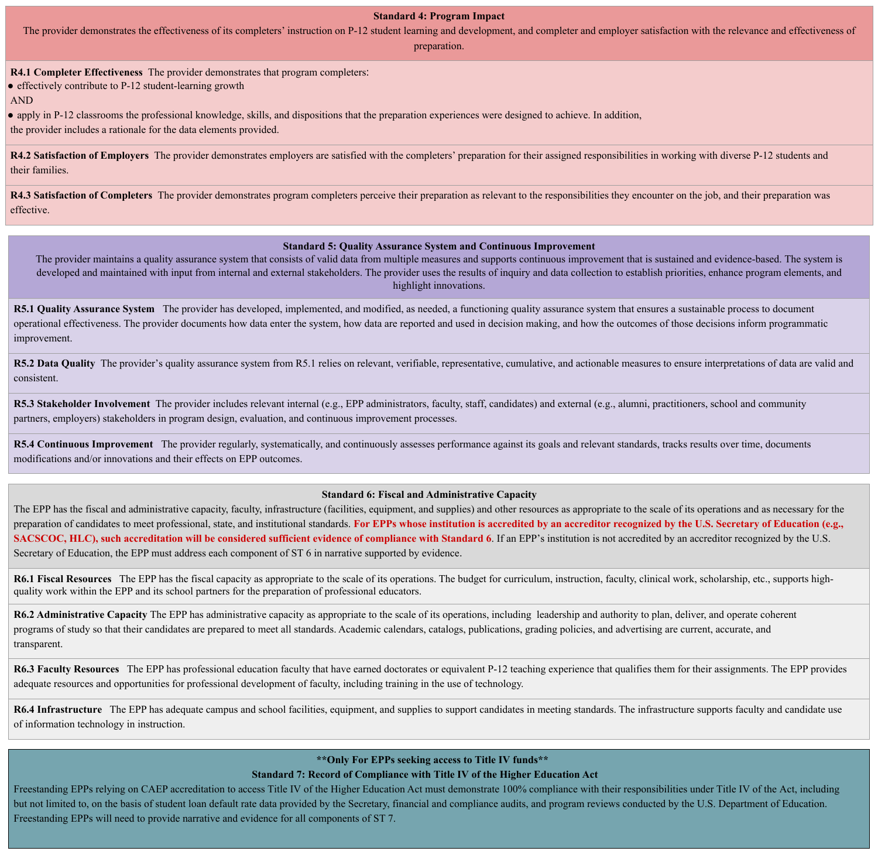## Standard 4: Program Impact

The provider demonstrates the effectiveness of its completers' instruction on P-12 student learning and development, and completer and employer satisfaction with the relevance and effectiveness of preparation.

**R4.1 Completer Effectiveness** The provider demonstrates that program completers:

- effectively contribute to P-12 student-learning growth

AND

- apply in P-12 classrooms the professional knowledge, skills, and dispositions that the preparation experiences were designed to achieve. In addition,

the provider includes a rationale for the data elements provided.

**R4.2 Satisfaction of Employers** The provider demonstrates employers are satisfied with the completers' preparation for their assigned responsibilities in working with diverse P-12 students and their families.

**R4.3 Satisfaction of Completers** The provider demonstrates program completers perceive their preparation as relevant to the responsibilities they encounter on the job, and their preparation was effective.

## Standard 5: Quality Assurance System and Continuous Improvement

The provider maintains a quality assurance system that consists of valid data from multiple measures and supports continuous improvement that is sustained and evidence-based. The system is developed and maintained with input from internal and external stakeholders. The provider uses the results of inquiry and data collection to establish priorities, enhance program elements, and highlight innovations.

**R5.1 Quality Assurance System** The provider has developed, implemented, and modified, as needed, a functioning quality assurance system that ensures a sustainable process to document operational effectiveness. The provider documents how data enter the system, how data are reported and used in decision making, and how the outcomes of those decisions inform programmatic improvement.

**R5.2 Data Quality** The provider's quality assurance system from R5.1 relies on relevant, verifiable, representative, cumulative, and actionable measures to ensure interpretations of data are valid and consistent.

**R5.3 Stakeholder Involvement** The provider includes relevant internal (e.g., EPP administrators, faculty, staff, candidates) and external (e.g., alumni, practitioners, school and community partners, employers) stakeholders in program design, evaluation, and continuous improvement processes.

**R5.4 Continuous Improvement** The provider regularly, systematically, and continuously assesses performance against its goals and relevant standards, tracks results over time, documents modifications and/or innovations and their effects on EPP outcomes.

## Standard 6: Fiscal and Administrative Capacity

The EPP has the fiscal and administrative capacity, faculty, infrastructure (facilities, equipment, and supplies) and other resources as appropriate to the scale of its operations and as necessary for the preparation of candidates to meet professional, state, and institutional standards. **For EPPs whose institution is accredited by an accreditor recognized by the U.S. Secretary of Education (e.g., SACSCOC, HLC), such accreditation will be considered sufficient evidence of compliance with Standard 6**. If an EPP's institution is not accredited by an accreditor recognized by the U.S. Secretary of Education, the EPP must address each component of ST 6 in narrative supported by evidence.

**R6.1 Fiscal Resources** The EPP has the fiscal capacity as appropriate to the scale of its operations. The budget for curriculum, instruction, faculty, clinical work, scholarship, etc., supports high-quality work within the EPP and its school partners for the preparation of professional educators.

**R6.2 Administrative Capacity** The EPP has administrative capacity as appropriate to the scale of its operations, including leadership and authority to plan, deliver, and operate coherent programs of study so that their candidates are prepared to meet all standards. Academic calendars, catalogs, publications, grading policies, and advertising are current, accurate, and transparent.

**R6.3 Faculty Resources** The EPP has professional education faculty that have earned doctorates or equivalent P-12 teaching experience that qualifies them for their assignments. The EPP provides adequate resources and opportunities for professional development of faculty, including training in the use of technology.

**R6.4 Infrastructure** The EPP has adequate campus and school facilities, equipment, and supplies to support candidates in meeting standards. The infrastructure supports faculty and candidate use of information technology in instruction.

**\*\*Only For EPPs seeking access to Title IV funds\*\***

## Standard 7: Record of Compliance with Title IV of the Higher Education Act

Freestanding EPPs relying on CAEP accreditation to access Title IV of the Higher Education Act must demonstrate 100% compliance with their responsibilities under Title IV of the Act, including but not limited to, on the basis of student loan default rate data provided by the Secretary, financial and compliance audits, and program reviews conducted by the U.S. Department of Education. Freestanding EPPs will need to provide narrative and evidence for all components of ST 7.